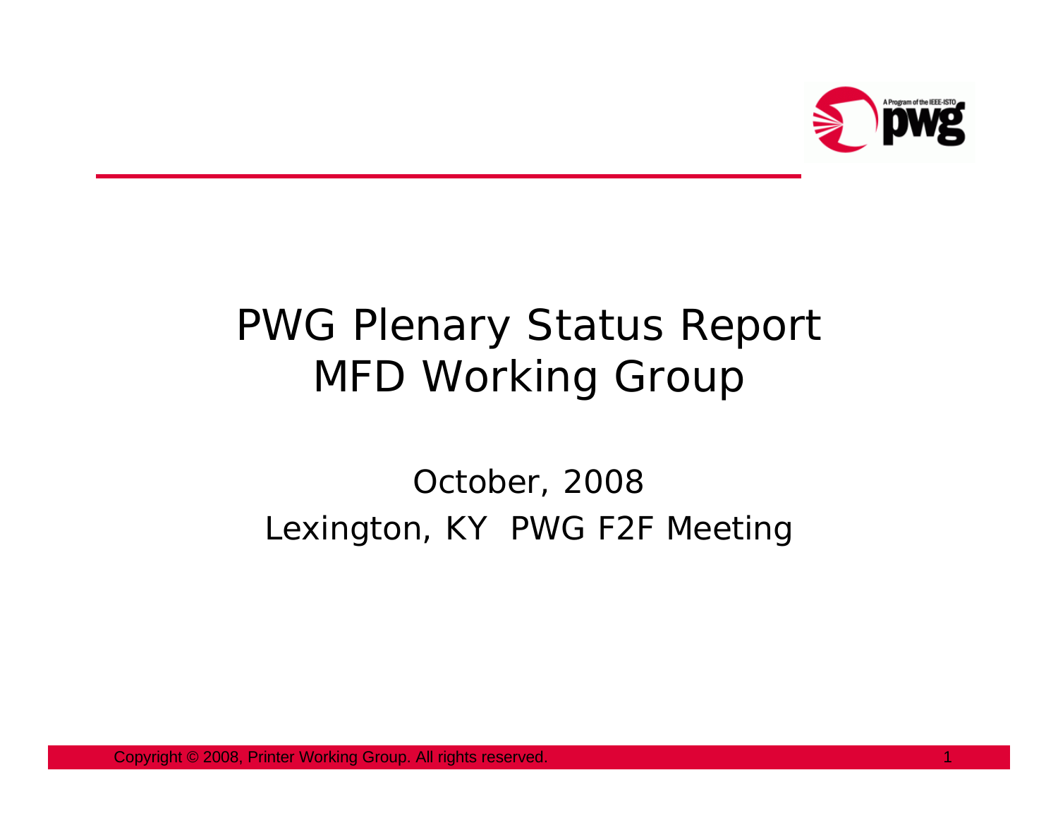# PWG Plenary Status Report
# MFD Working Group

October, 2008

Lexington, KY PWG F2F Meeting

Copyright © 2008, Printer Working Group. All rights reserved.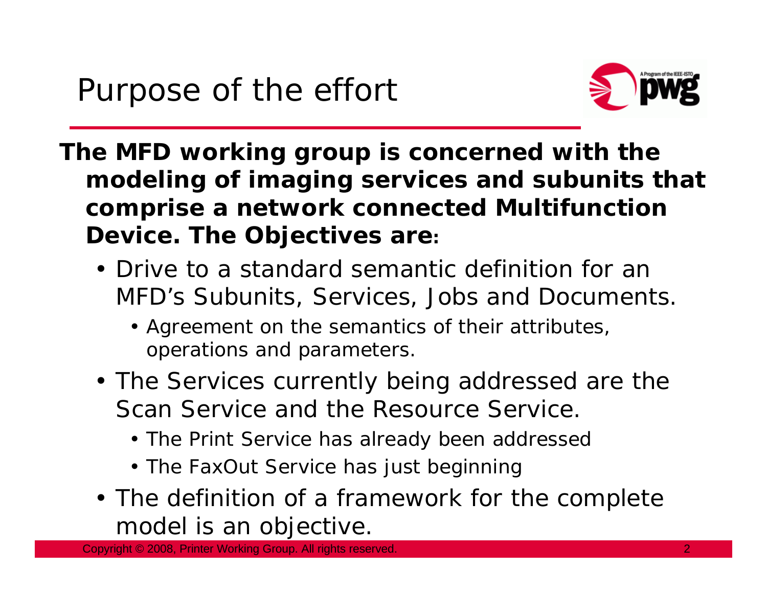# Purpose of the effort

**The MFD working group is concerned with the modeling of imaging services and subunits that comprise a network connected Multifunction Device. The Objectives are:**

- Drive to a standard semantic definition for an MFD's Subunits, Services, Jobs and Documents.
  - Agreement on the semantics of their attributes, operations and parameters.
- The Services currently being addressed are the Scan Service and the Resource Service.
  - The Print Service has already been addressed
  - The FaxOut Service has just beginning
- The definition of a framework for the complete model is an objective.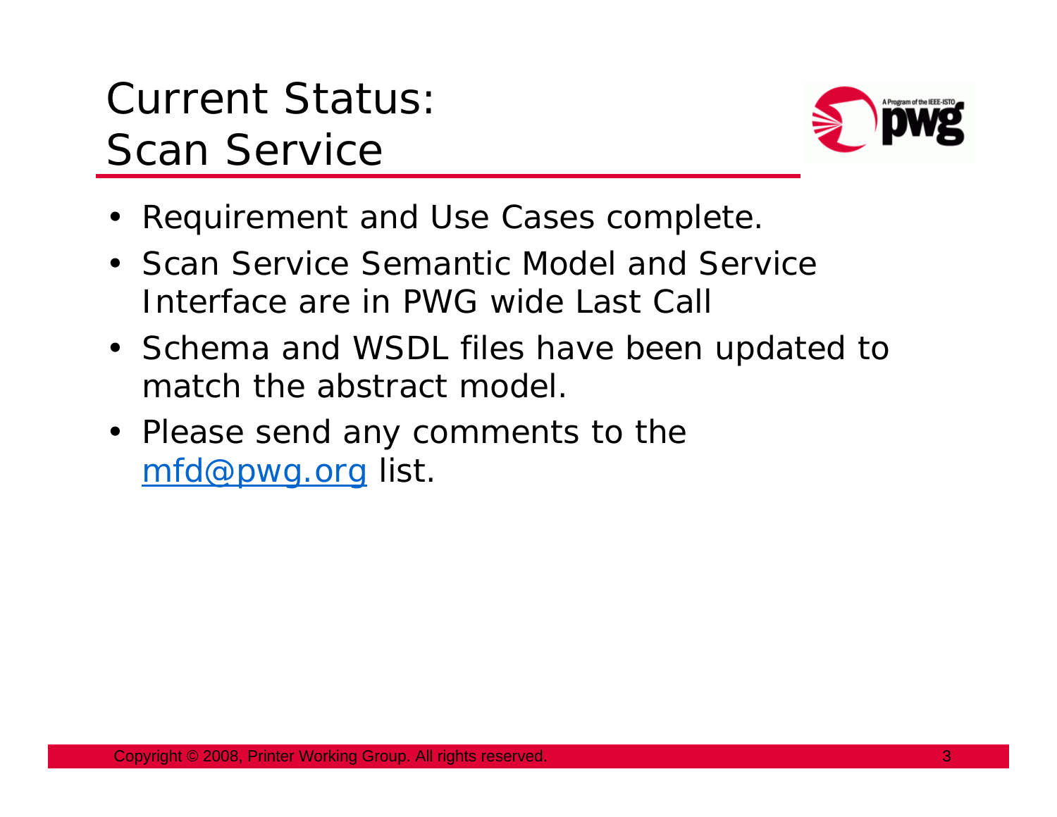# Current Status: Scan Service

- Requirement and Use Cases complete.
- Scan Service Semantic Model and Service Interface are in PWG wide Last Call
- Schema and WSDL files have been updated to match the abstract model.
- Please send any comments to the mfd@pwg.org list.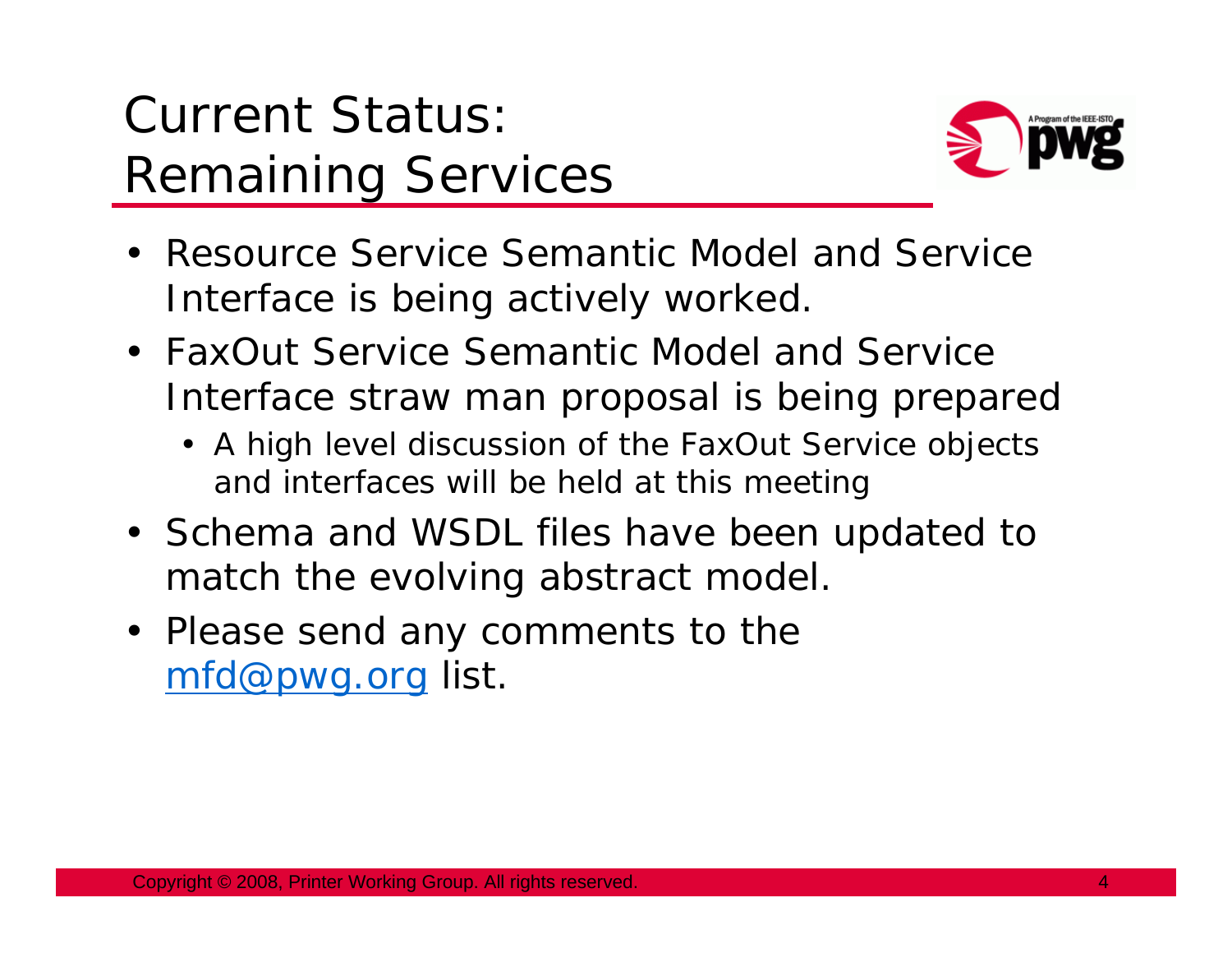# Current Status: Remaining Services

- Resource Service Semantic Model and Service Interface is being actively worked.
- FaxOut Service Semantic Model and Service Interface straw man proposal is being prepared
  - A high level discussion of the FaxOut Service objects and interfaces will be held at this meeting
- Schema and WSDL files have been updated to match the evolving abstract model.
- Please send any comments to the mfd@pwg.org list.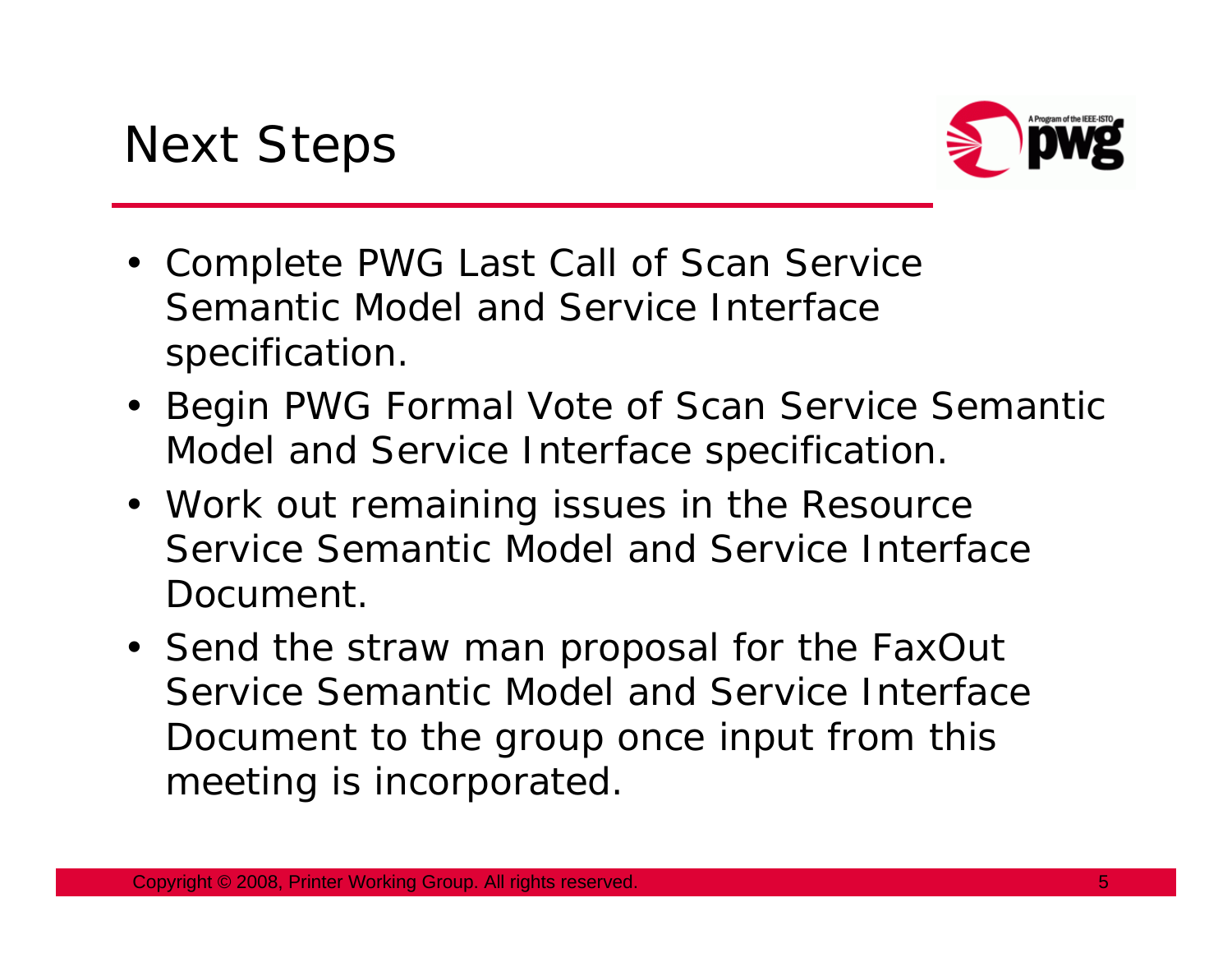# Next Steps

- Complete PWG Last Call of Scan Service Semantic Model and Service Interface specification.
- Begin PWG Formal Vote of Scan Service Semantic Model and Service Interface specification.
- Work out remaining issues in the Resource Service Semantic Model and Service Interface Document.
- Send the straw man proposal for the FaxOut Service Semantic Model and Service Interface Document to the group once input from this meeting is incorporated.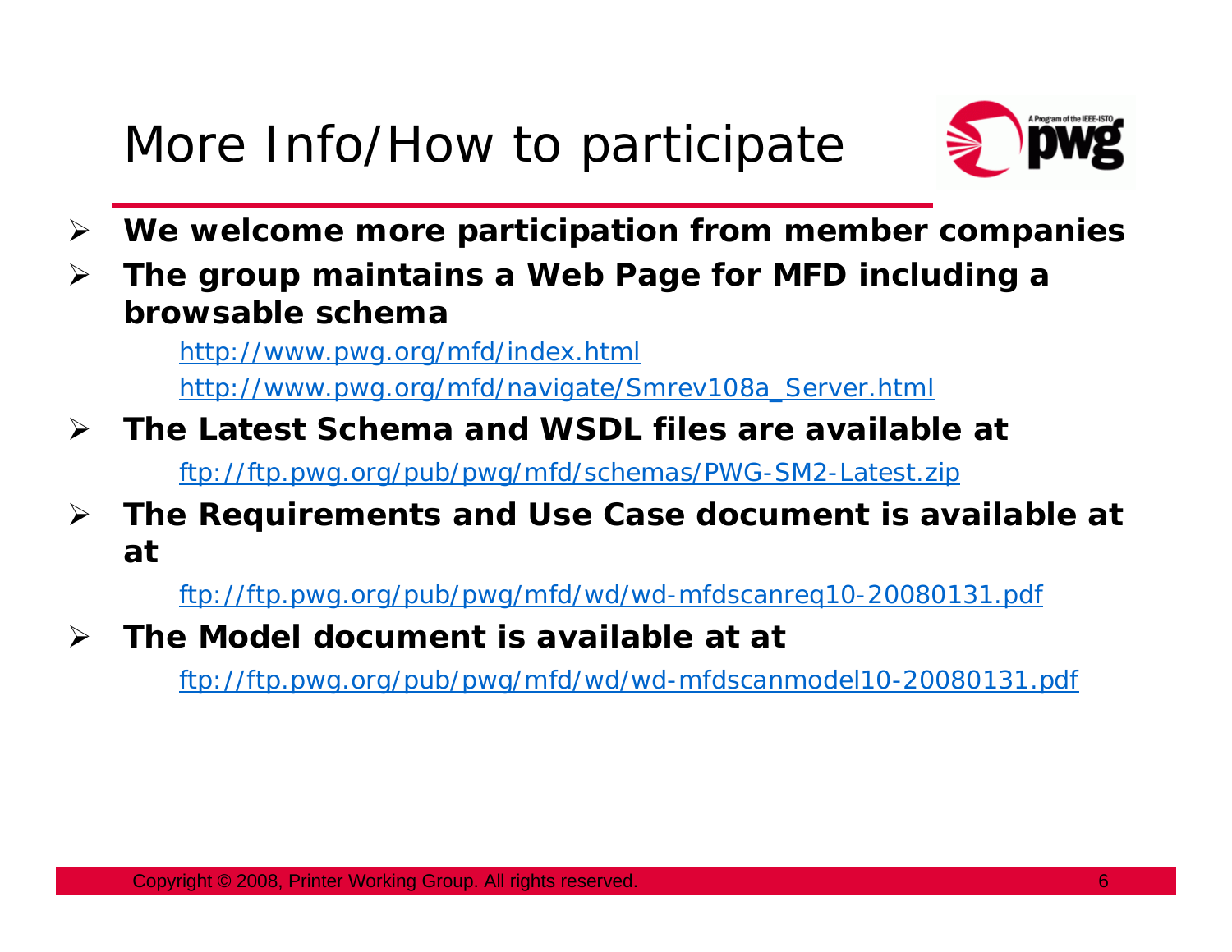# More Info/How to participate

- **We welcome more participation from member companies**
- **The group maintains a Web Page for MFD including a browsable schema**

  http://www.pwg.org/mfd/index.html

  http://www.pwg.org/mfd/navigate/Smrev108a_Server.html

- **The Latest Schema and WSDL files are available at**

  ftp://ftp.pwg.org/pub/pwg/mfd/schemas/PWG-SM2-Latest.zip

- **The Requirements and Use Case document is available at at**

  ftp://ftp.pwg.org/pub/pwg/mfd/wd/wd-mfdscanreq10-20080131.pdf

- **The Model document is available at at**

  ftp://ftp.pwg.org/pub/pwg/mfd/wd/wd-mfdscanmodel10-20080131.pdf

Copyright © 2008, Printer Working Group. All rights reserved.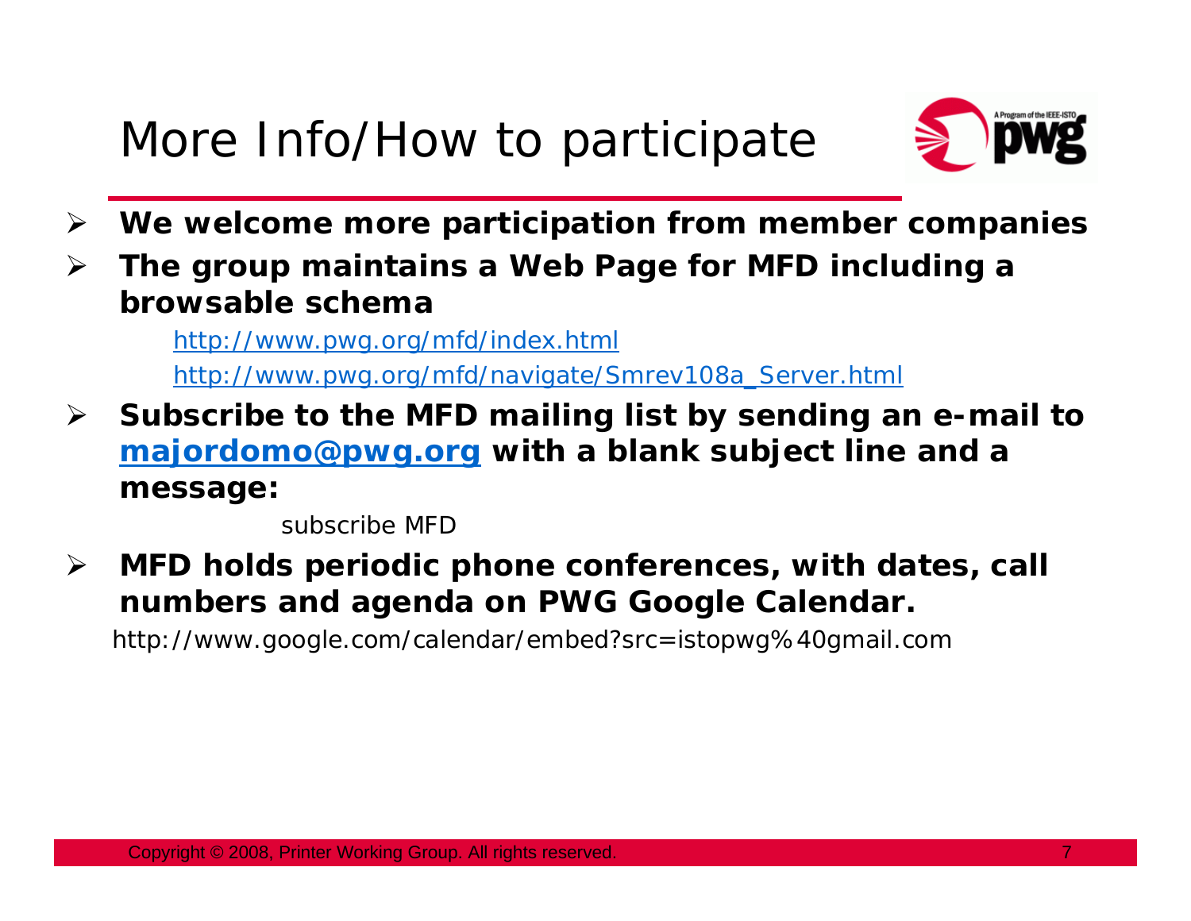# More Info/How to participate

- **We welcome more participation from member companies**
- **The group maintains a Web Page for MFD including a browsable schema**

  http://www.pwg.org/mfd/index.html

  http://www.pwg.org/mfd/navigate/Smrev108a_Server.html

- **Subscribe to the MFD mailing list by sending an e-mail to majordomo@pwg.org with a blank subject line and a message:**

  subscribe MFD

- **MFD holds periodic phone conferences, with dates, call numbers and agenda on PWG Google Calendar.**

http://www.google.com/calendar/embed?src=istopwg%40gmail.com

Copyright © 2008, Printer Working Group. All rights reserved.